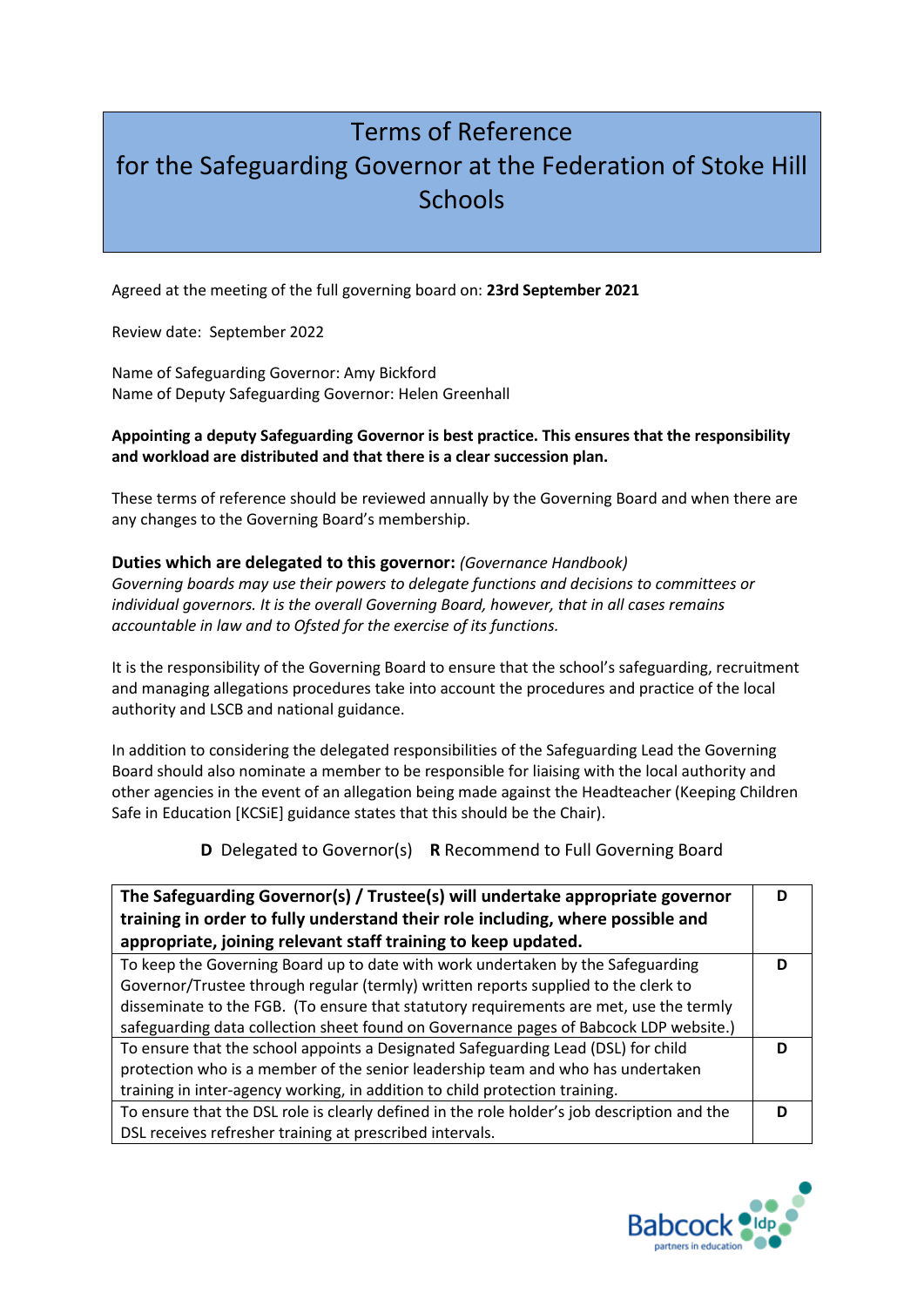# Terms of Reference for the Safeguarding Governor at the Federation of Stoke Hill Schools

Agreed at the meeting of the full governing board on: **23rd September 2021**

Review date: September 2022

Name of Safeguarding Governor: Amy Bickford
Name of Deputy Safeguarding Governor: Helen Greenhall

**Appointing a deputy Safeguarding Governor is best practice. This ensures that the responsibility and workload are distributed and that there is a clear succession plan.**

These terms of reference should be reviewed annually by the Governing Board and when there are any changes to the Governing Board's membership.

**Duties which are delegated to this governor:** *(Governance Handbook)*
*Governing boards may use their powers to delegate functions and decisions to committees or individual governors. It is the overall Governing Board, however, that in all cases remains accountable in law and to Ofsted for the exercise of its functions.*

It is the responsibility of the Governing Board to ensure that the school's safeguarding, recruitment and managing allegations procedures take into account the procedures and practice of the local authority and LSCB and national guidance.

In addition to considering the delegated responsibilities of the Safeguarding Lead the Governing Board should also nominate a member to be responsible for liaising with the local authority and other agencies in the event of an allegation being made against the Headteacher (Keeping Children Safe in Education [KCSiE] guidance states that this should be the Chair).

**D** Delegated to Governor(s) **R** Recommend to Full Governing Board

| **The Safeguarding Governor(s) / Trustee(s) will undertake appropriate governor training in order to fully understand their role including, where possible and appropriate, joining relevant staff training to keep updated.** | **D** |
|---|---|
| To keep the Governing Board up to date with work undertaken by the Safeguarding Governor/Trustee through regular (termly) written reports supplied to the clerk to disseminate to the FGB. (To ensure that statutory requirements are met, use the termly safeguarding data collection sheet found on Governance pages of Babcock LDP website.) | **D** |
| To ensure that the school appoints a Designated Safeguarding Lead (DSL) for child protection who is a member of the senior leadership team and who has undertaken training in inter-agency working, in addition to child protection training. | **D** |
| To ensure that the DSL role is clearly defined in the role holder's job description and the DSL receives refresher training at prescribed intervals. | **D** |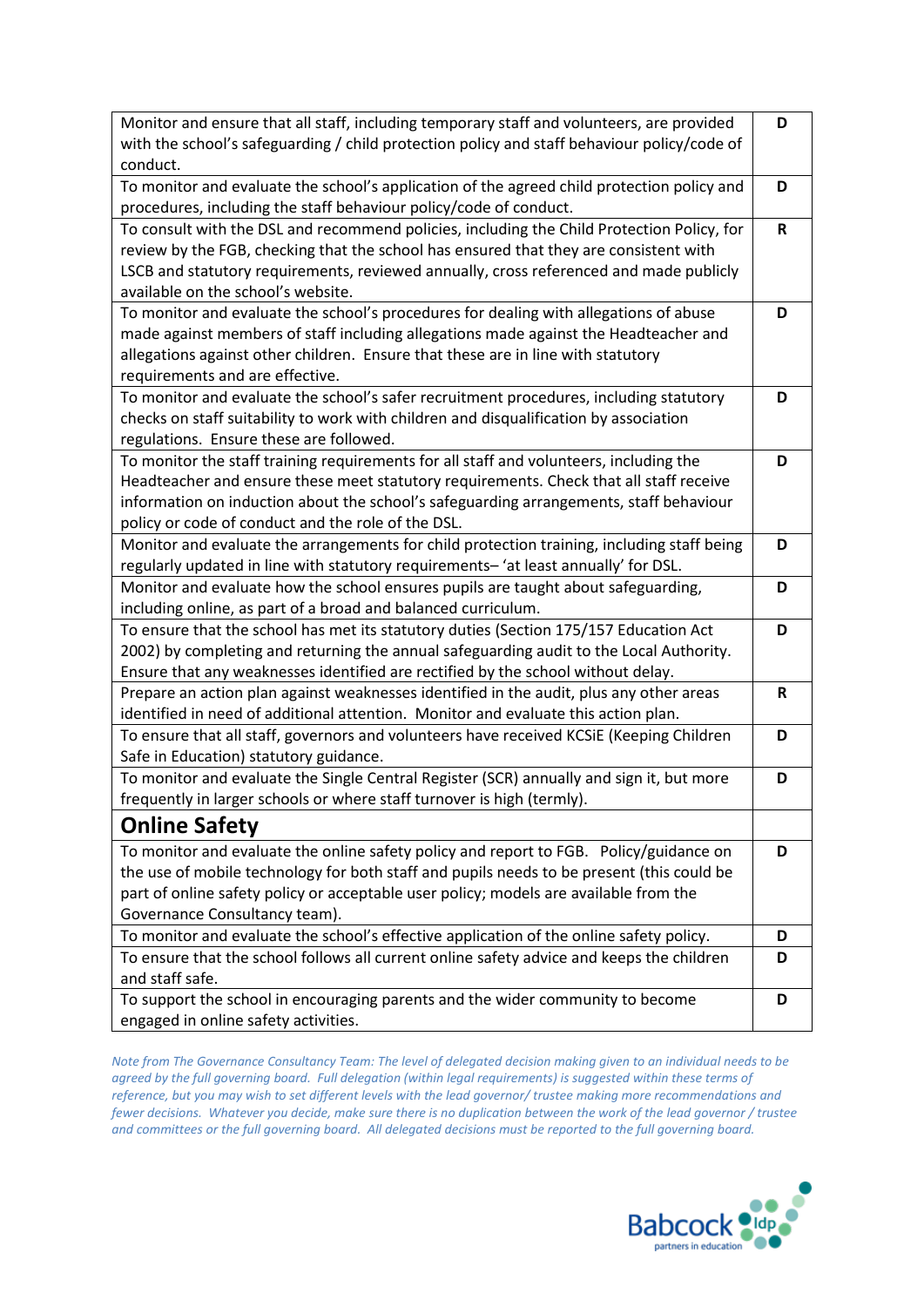| | |
|---|---|
| Monitor and ensure that all staff, including temporary staff and volunteers, are provided with the school's safeguarding / child protection policy and staff behaviour policy/code of conduct. | **D** |
| To monitor and evaluate the school's application of the agreed child protection policy and procedures, including the staff behaviour policy/code of conduct. | **D** |
| To consult with the DSL and recommend policies, including the Child Protection Policy, for review by the FGB, checking that the school has ensured that they are consistent with LSCB and statutory requirements, reviewed annually, cross referenced and made publicly available on the school's website. | **R** |
| To monitor and evaluate the school's procedures for dealing with allegations of abuse made against members of staff including allegations made against the Headteacher and allegations against other children. Ensure that these are in line with statutory requirements and are effective. | **D** |
| To monitor and evaluate the school's safer recruitment procedures, including statutory checks on staff suitability to work with children and disqualification by association regulations. Ensure these are followed. | **D** |
| To monitor the staff training requirements for all staff and volunteers, including the Headteacher and ensure these meet statutory requirements. Check that all staff receive information on induction about the school's safeguarding arrangements, staff behaviour policy or code of conduct and the role of the DSL. | **D** |
| Monitor and evaluate the arrangements for child protection training, including staff being regularly updated in line with statutory requirements– 'at least annually' for DSL. | **D** |
| Monitor and evaluate how the school ensures pupils are taught about safeguarding, including online, as part of a broad and balanced curriculum. | **D** |
| To ensure that the school has met its statutory duties (Section 175/157 Education Act 2002) by completing and returning the annual safeguarding audit to the Local Authority. Ensure that any weaknesses identified are rectified by the school without delay. | **D** |
| Prepare an action plan against weaknesses identified in the audit, plus any other areas identified in need of additional attention. Monitor and evaluate this action plan. | **R** |
| To ensure that all staff, governors and volunteers have received KCSiE (Keeping Children Safe in Education) statutory guidance. | **D** |
| To monitor and evaluate the Single Central Register (SCR) annually and sign it, but more frequently in larger schools or where staff turnover is high (termly). | **D** |
| **Online Safety** | |
| To monitor and evaluate the online safety policy and report to FGB. Policy/guidance on the use of mobile technology for both staff and pupils needs to be present (this could be part of online safety policy or acceptable user policy; models are available from the Governance Consultancy team). | **D** |
| To monitor and evaluate the school's effective application of the online safety policy. | **D** |
| To ensure that the school follows all current online safety advice and keeps the children and staff safe. | **D** |
| To support the school in encouraging parents and the wider community to become engaged in online safety activities. | **D** |

*Note from The Governance Consultancy Team: The level of delegated decision making given to an individual needs to be agreed by the full governing board. Full delegation (within legal requirements) is suggested within these terms of reference, but you may wish to set different levels with the lead governor/ trustee making more recommendations and fewer decisions. Whatever you decide, make sure there is no duplication between the work of the lead governor / trustee and committees or the full governing board. All delegated decisions must be reported to the full governing board.*